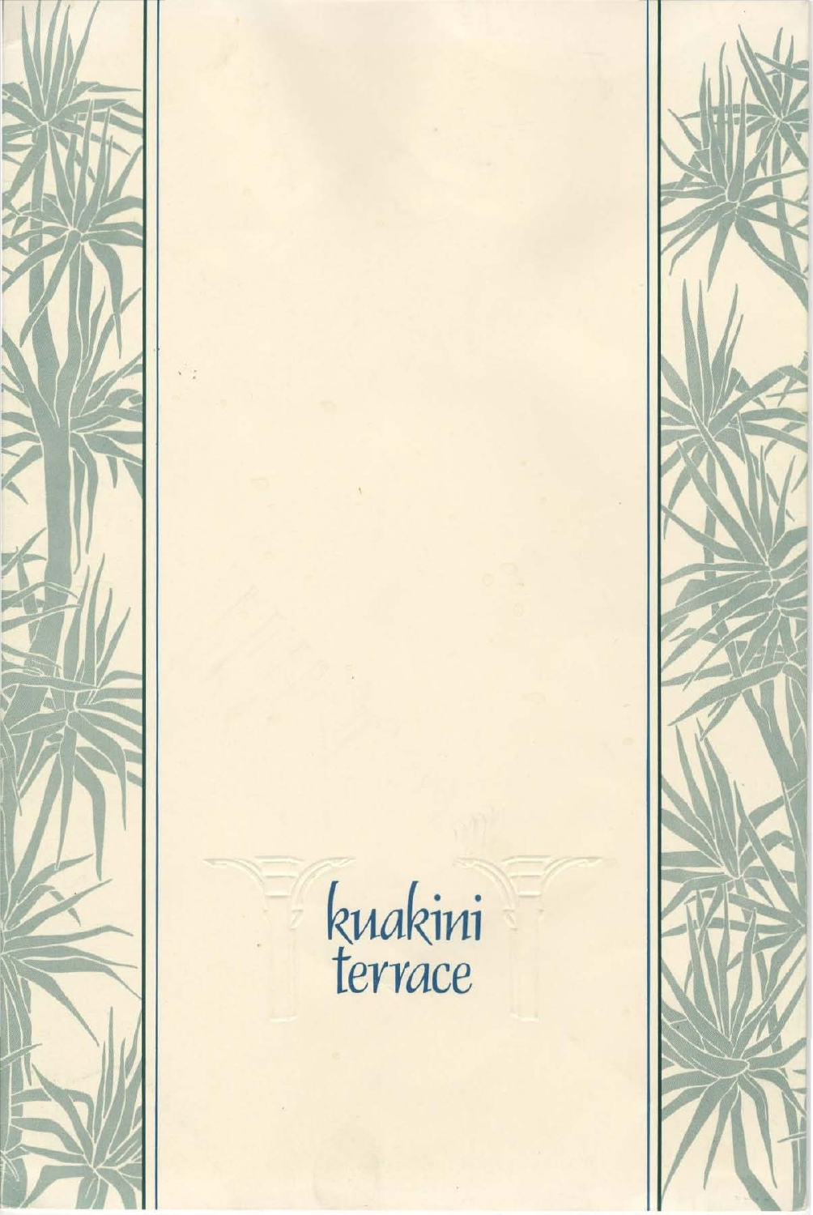kuakini
terrace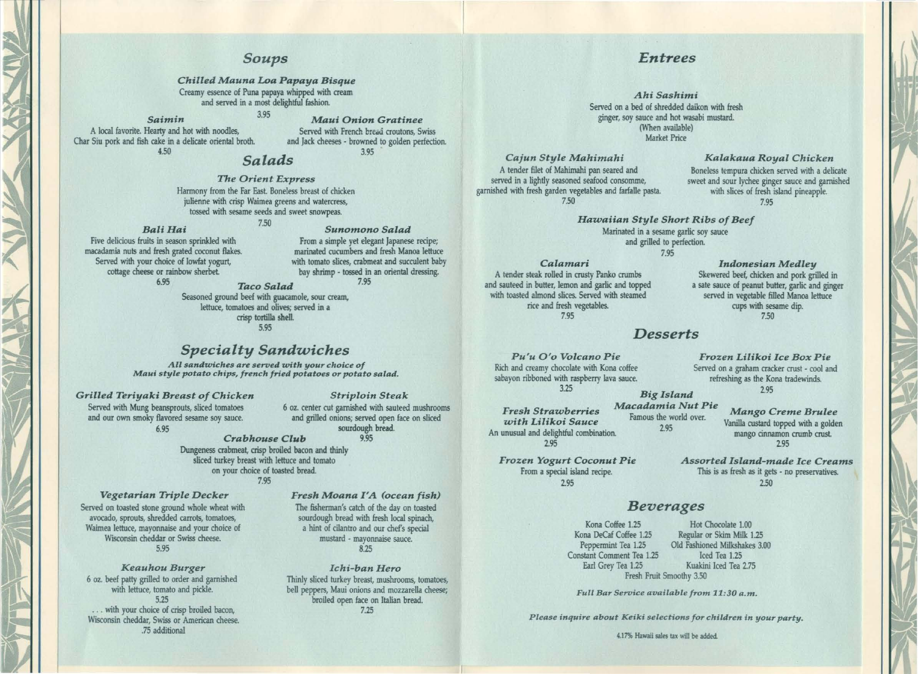## Soups

### *Chilled Mauna Loa Papaya Bisque*

Creamy essence of Puna papaya whipped with cream and served in a most delightful fashion.

3.95

### *Saimin*

A local favorite. Hearty and hot with noodles, Char Siu pork and fish cake in a delicate oriental broth.

4.50

### *Maui Onion Gratinee*

Served with French bread croutons, Swiss and Jack cheeses - browned to golden perfection.

3.95

## Salads

### *The Orient Express*

Harmony from the Far East. Boneless breast of chicken julienne with crisp Waimea greens and watercress, tossed with sesame seeds and sweet snowpeas.

7.50

### *Bali Hai*

Five delicious fruits in season sprinkled with macadamia nuts and fresh grated coconut flakes. Served with your choice of lowfat yogurt, cottage cheese or rainbow sherbet.

6.95

### *Sunomono Salad*

From a simple yet elegant Japanese recipe; marinated cucumbers and fresh Manoa lettuce with tomato slices, crabmeat and succulent baby bay shrimp - tossed in an oriental dressing.

7.95

### *Taco Salad*

Seasoned ground beef with guacamole, sour cream, lettuce, tomatoes and olives; served in a crisp tortilla shell.

5.95

## Specialty Sandwiches

*All sandwiches are served with your choice of Maui style potato chips, french fried potatoes or potato salad.*

### *Grilled Teriyaki Breast of Chicken*

Served with Mung beansprouts, sliced tomatoes and our own smoky flavored sesame soy sauce.

6.95

### *Striploin Steak*

6 oz. center cut garnished with sauteed mushrooms and grilled onions; served open face on sliced sourdough bread.

9.95

### *Crabhouse Club*

Dungeness crabmeat, crisp broiled bacon and thinly sliced turkey breast with lettuce and tomato on your choice of toasted bread.

7.95

### *Vegetarian Triple Decker*

Served on toasted stone ground whole wheat with avocado, sprouts, shredded carrots, tomatoes, Waimea lettuce, mayonnaise and your choice of Wisconsin cheddar or Swiss cheese.

5.95

### *Fresh Moana I'A (ocean fish)*

The fisherman's catch of the day on toasted sourdough bread with fresh local spinach, a hint of cilantro and our chef's special mustard - mayonnaise sauce.

8.25

### *Keauhou Burger*

6 oz. beef patty grilled to order and garnished with lettuce, tomato and pickle.

5.25

. . . with your choice of crisp broiled bacon, Wisconsin cheddar, Swiss or American cheese.

.75 additional

### *Ichi-ban Hero*

Thinly sliced turkey breast, mushrooms, tomatoes, bell peppers, Maui onions and mozzarella cheese; broiled open face on Italian bread.

7.25

## Entrees

### *Ahi Sashimi*

Served on a bed of shredded daikon with fresh ginger, soy sauce and hot wasabi mustard.
(When available)
Market Price

### *Cajun Style Mahimahi*

A tender filet of Mahimahi pan seared and served in a lightly seasoned seafood consomme, garnished with fresh garden vegetables and farfalle pasta.

7.50

### *Kalakaua Royal Chicken*

Boneless tempura chicken served with a delicate sweet and sour lychee ginger sauce and garnished with slices of fresh island pineapple.

7.95

### *Hawaiian Style Short Ribs of Beef*

Marinated in a sesame garlic soy sauce and grilled to perfection.

7.95

### *Calamari*

A tender steak rolled in crusty Panko crumbs and sauteed in butter, lemon and garlic and topped with toasted almond slices. Served with steamed rice and fresh vegetables.

7.95

### *Indonesian Medley*

Skewered beef, chicken and pork grilled in a sate sauce of peanut butter, garlic and ginger served in vegetable filled Manoa lettuce cups with sesame dip.

7.50

## Desserts

### *Pu'u O'o Volcano Pie*

Rich and creamy chocolate with Kona coffee sabayon ribboned with raspberry lava sauce.

3.25

### *Frozen Lilikoi Ice Box Pie*

Served on a graham cracker crust - cool and refreshing as the Kona tradewinds.

2.95

### *Fresh Strawberries with Lilikoi Sauce*

An unusual and delightful combination.

2.95

### *Big Island Macadamia Nut Pie*

Famous the world over.

2.95

### *Mango Creme Brulee*

Vanilla custard topped with a golden mango cinnamon crumb crust.

2.95

### *Frozen Yogurt Coconut Pie*

From a special island recipe.

2.95

### *Assorted Island-made Ice Creams*

This is as fresh as it gets - no preservatives.

2.50

## Beverages

Kona Coffee 1.25
Kona DeCaf Coffee 1.25
Peppermint Tea 1.25
Constant Comment Tea 1.25
Earl Grey Tea 1.25
Hot Chocolate 1.00
Regular or Skim Milk 1.25
Old Fashioned Milkshakes 3.00
Iced Tea 1.25
Kuakini Iced Tea 2.75
Fresh Fruit Smoothy 3.50

*Full Bar Service available from 11:30 a.m.*

*Please inquire about Keiki selections for children in your party.*

4.17% Hawaii sales tax will be added.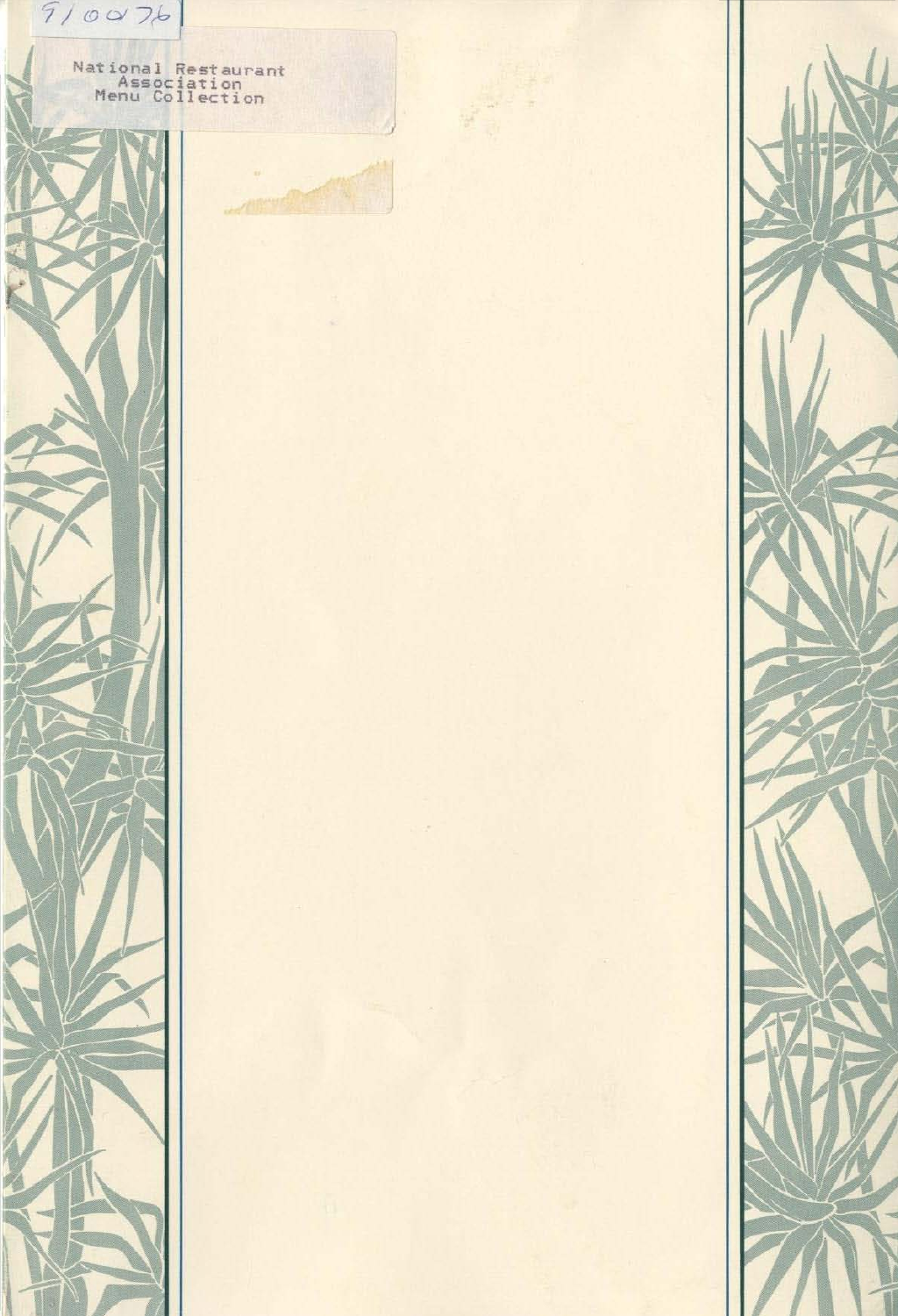910076

National Restaurant
Association
Menu Collection